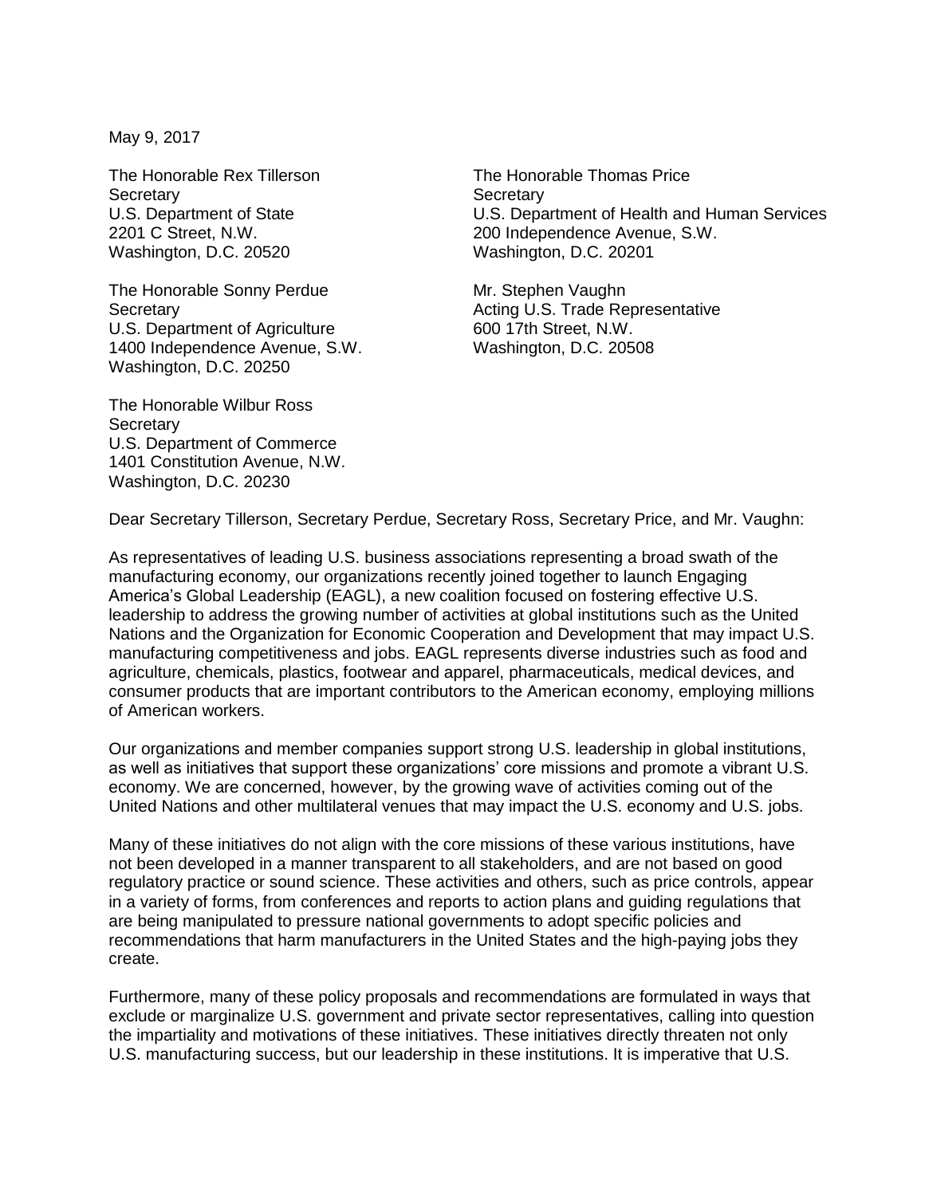May 9, 2017

The Honorable Rex Tillerson
Secretary
U.S. Department of State
2201 C Street, N.W.
Washington, D.C. 20520

The Honorable Sonny Perdue
Secretary
U.S. Department of Agriculture
1400 Independence Avenue, S.W.
Washington, D.C. 20250

The Honorable Wilbur Ross
Secretary
U.S. Department of Commerce
1401 Constitution Avenue, N.W.
Washington, D.C. 20230

The Honorable Thomas Price
Secretary
U.S. Department of Health and Human Services
200 Independence Avenue, S.W.
Washington, D.C. 20201

Mr. Stephen Vaughn
Acting U.S. Trade Representative
600 17th Street, N.W.
Washington, D.C. 20508

Dear Secretary Tillerson, Secretary Perdue, Secretary Ross, Secretary Price, and Mr. Vaughn:

As representatives of leading U.S. business associations representing a broad swath of the manufacturing economy, our organizations recently joined together to launch Engaging America's Global Leadership (EAGL), a new coalition focused on fostering effective U.S. leadership to address the growing number of activities at global institutions such as the United Nations and the Organization for Economic Cooperation and Development that may impact U.S. manufacturing competitiveness and jobs. EAGL represents diverse industries such as food and agriculture, chemicals, plastics, footwear and apparel, pharmaceuticals, medical devices, and consumer products that are important contributors to the American economy, employing millions of American workers.

Our organizations and member companies support strong U.S. leadership in global institutions, as well as initiatives that support these organizations' core missions and promote a vibrant U.S. economy. We are concerned, however, by the growing wave of activities coming out of the United Nations and other multilateral venues that may impact the U.S. economy and U.S. jobs.

Many of these initiatives do not align with the core missions of these various institutions, have not been developed in a manner transparent to all stakeholders, and are not based on good regulatory practice or sound science. These activities and others, such as price controls, appear in a variety of forms, from conferences and reports to action plans and guiding regulations that are being manipulated to pressure national governments to adopt specific policies and recommendations that harm manufacturers in the United States and the high-paying jobs they create.

Furthermore, many of these policy proposals and recommendations are formulated in ways that exclude or marginalize U.S. government and private sector representatives, calling into question the impartiality and motivations of these initiatives. These initiatives directly threaten not only U.S. manufacturing success, but our leadership in these institutions. It is imperative that U.S.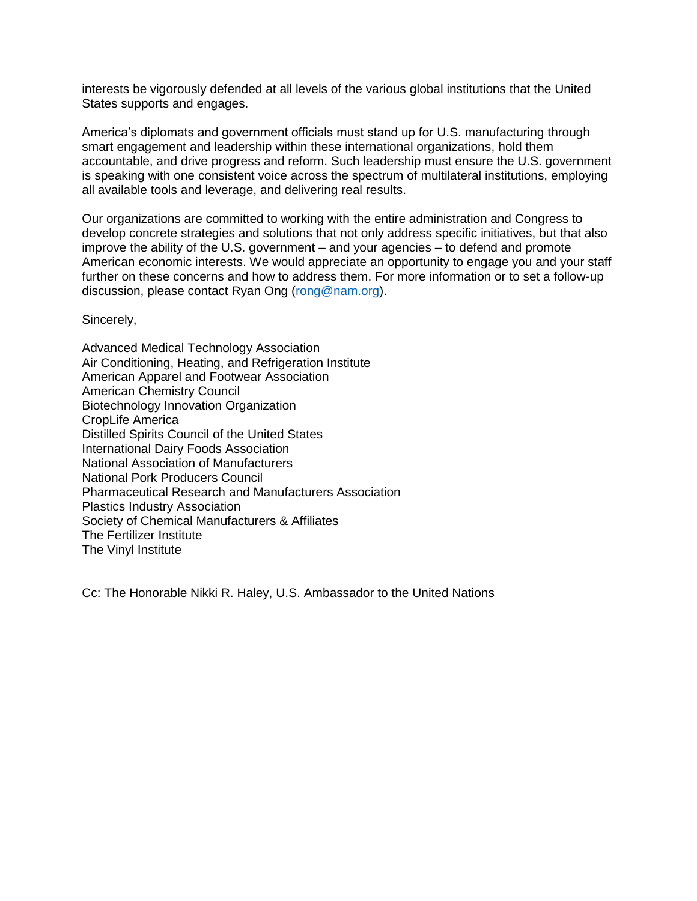interests be vigorously defended at all levels of the various global institutions that the United States supports and engages.

America's diplomats and government officials must stand up for U.S. manufacturing through smart engagement and leadership within these international organizations, hold them accountable, and drive progress and reform. Such leadership must ensure the U.S. government is speaking with one consistent voice across the spectrum of multilateral institutions, employing all available tools and leverage, and delivering real results.

Our organizations are committed to working with the entire administration and Congress to develop concrete strategies and solutions that not only address specific initiatives, but that also improve the ability of the U.S. government – and your agencies – to defend and promote American economic interests. We would appreciate an opportunity to engage you and your staff further on these concerns and how to address them. For more information or to set a follow-up discussion, please contact Ryan Ong (rong@nam.org).

Sincerely,

Advanced Medical Technology Association  
Air Conditioning, Heating, and Refrigeration Institute  
American Apparel and Footwear Association  
American Chemistry Council  
Biotechnology Innovation Organization  
CropLife America  
Distilled Spirits Council of the United States  
International Dairy Foods Association  
National Association of Manufacturers  
National Pork Producers Council  
Pharmaceutical Research and Manufacturers Association  
Plastics Industry Association  
Society of Chemical Manufacturers & Affiliates  
The Fertilizer Institute  
The Vinyl Institute

Cc: The Honorable Nikki R. Haley, U.S. Ambassador to the United Nations